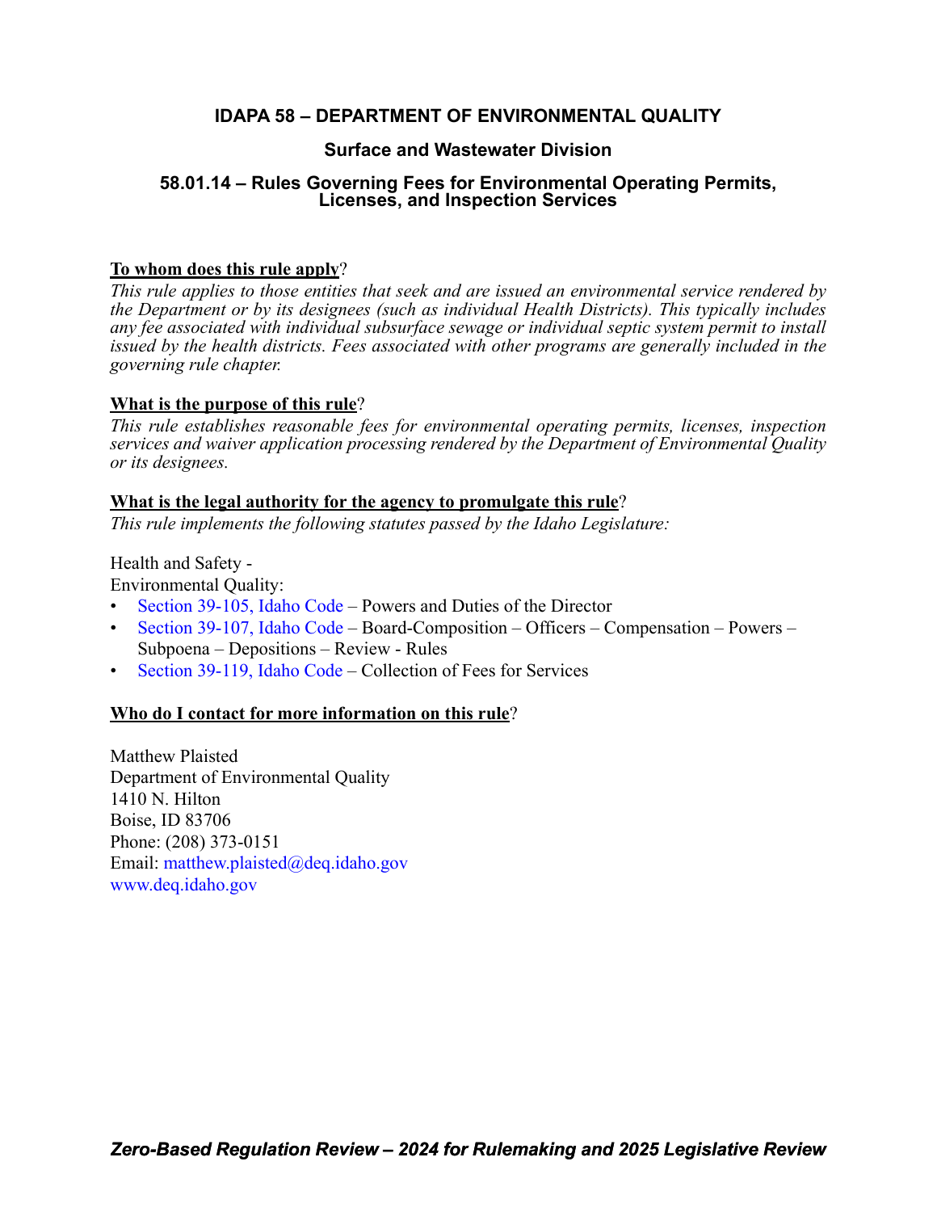# IDAPA 58 – DEPARTMENT OF ENVIRONMENTAL QUALITY

## Surface and Wastewater Division

## 58.01.14 – Rules Governing Fees for Environmental Operating Permits, Licenses, and Inspection Services

**To whom does this rule apply**?

*This rule applies to those entities that seek and are issued an environmental service rendered by the Department or by its designees (such as individual Health Districts). This typically includes any fee associated with individual subsurface sewage or individual septic system permit to install issued by the health districts. Fees associated with other programs are generally included in the governing rule chapter.*

**What is the purpose of this rule**?

*This rule establishes reasonable fees for environmental operating permits, licenses, inspection services and waiver application processing rendered by the Department of Environmental Quality or its designees.*

**What is the legal authority for the agency to promulgate this rule**?

*This rule implements the following statutes passed by the Idaho Legislature:*

Health and Safety -
Environmental Quality:

- Section 39-105, Idaho Code – Powers and Duties of the Director
- Section 39-107, Idaho Code – Board-Composition – Officers – Compensation – Powers – Subpoena – Depositions – Review - Rules
- Section 39-119, Idaho Code – Collection of Fees for Services

**Who do I contact for more information on this rule**?

Matthew Plaisted
Department of Environmental Quality
1410 N. Hilton
Boise, ID 83706
Phone: (208) 373-0151
Email: matthew.plaisted@deq.idaho.gov
www.deq.idaho.gov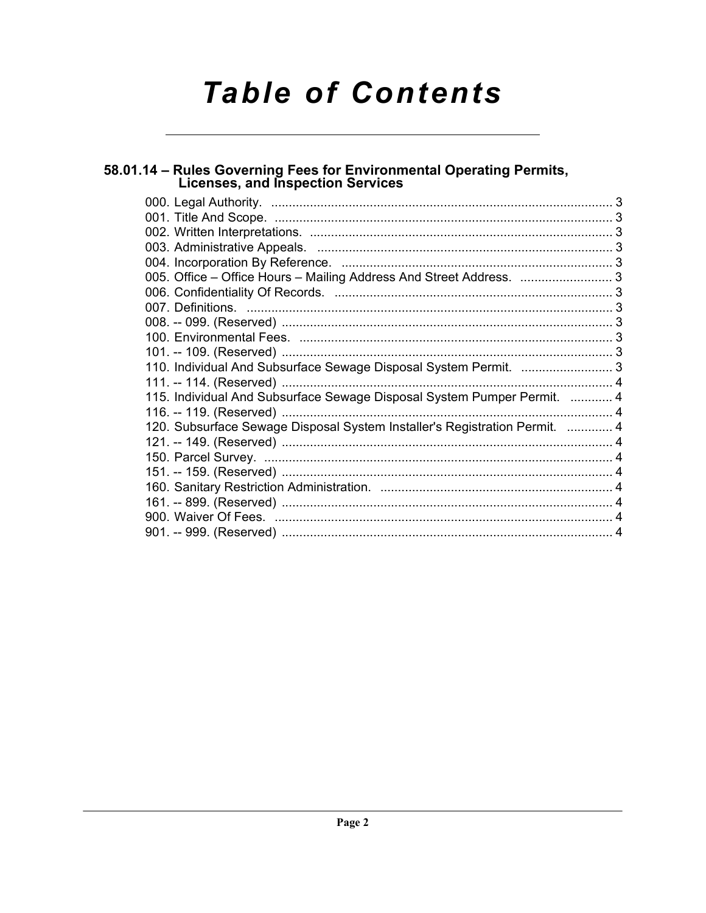# Table of Contents

## 58.01.14 – Rules Governing Fees for Environmental Operating Permits, Licenses, and Inspection Services

000. Legal Authority. .......... 3
001. Title And Scope. .......... 3
002. Written Interpretations. .......... 3
003. Administrative Appeals. .......... 3
004. Incorporation By Reference. .......... 3
005. Office – Office Hours – Mailing Address And Street Address. .......... 3
006. Confidentiality Of Records. .......... 3
007. Definitions. .......... 3
008. -- 099. (Reserved) .......... 3
100. Environmental Fees. .......... 3
101. -- 109. (Reserved) .......... 3
110. Individual And Subsurface Sewage Disposal System Permit. .......... 3
111. -- 114. (Reserved) .......... 4
115. Individual And Subsurface Sewage Disposal System Pumper Permit. .......... 4
116. -- 119. (Reserved) .......... 4
120. Subsurface Sewage Disposal System Installer's Registration Permit. .......... 4
121. -- 149. (Reserved) .......... 4
150. Parcel Survey. .......... 4
151. -- 159. (Reserved) .......... 4
160. Sanitary Restriction Administration. .......... 4
161. -- 899. (Reserved) .......... 4
900. Waiver Of Fees. .......... 4
901. -- 999. (Reserved) .......... 4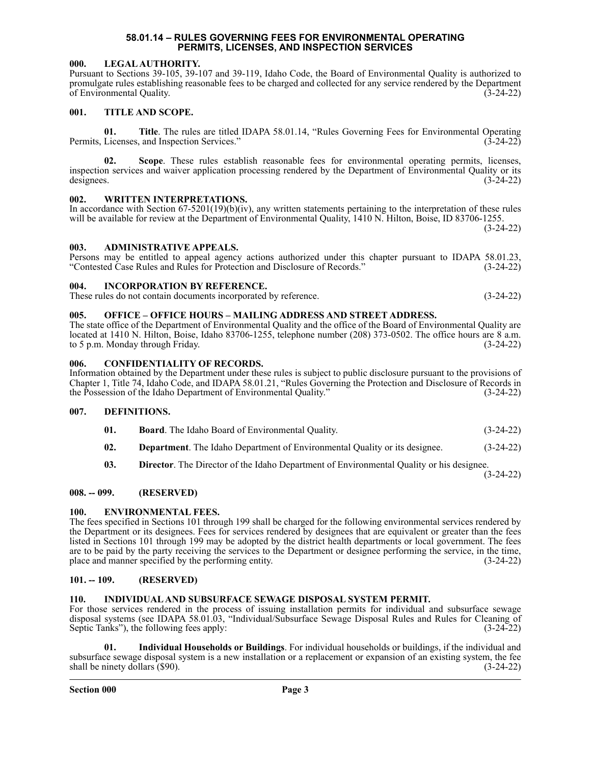# 58.01.14 – RULES GOVERNING FEES FOR ENVIRONMENTAL OPERATING PERMITS, LICENSES, AND INSPECTION SERVICES

### 000. LEGAL AUTHORITY.

Pursuant to Sections 39-105, 39-107 and 39-119, Idaho Code, the Board of Environmental Quality is authorized to promulgate rules establishing reasonable fees to be charged and collected for any service rendered by the Department of Environmental Quality. (3-24-22)

### 001. TITLE AND SCOPE.

**01. Title**. The rules are titled IDAPA 58.01.14, "Rules Governing Fees for Environmental Operating Permits, Licenses, and Inspection Services." (3-24-22)

**02. Scope**. These rules establish reasonable fees for environmental operating permits, licenses, inspection services and waiver application processing rendered by the Department of Environmental Quality or its designees. (3-24-22)

### 002. WRITTEN INTERPRETATIONS.

In accordance with Section 67-5201(19)(b)(iv), any written statements pertaining to the interpretation of these rules will be available for review at the Department of Environmental Quality, 1410 N. Hilton, Boise, ID 83706-1255. (3-24-22)

### 003. ADMINISTRATIVE APPEALS.

Persons may be entitled to appeal agency actions authorized under this chapter pursuant to IDAPA 58.01.23, "Contested Case Rules and Rules for Protection and Disclosure of Records." (3-24-22)

### 004. INCORPORATION BY REFERENCE.

These rules do not contain documents incorporated by reference. (3-24-22)

### 005. OFFICE – OFFICE HOURS – MAILING ADDRESS AND STREET ADDRESS.

The state office of the Department of Environmental Quality and the office of the Board of Environmental Quality are located at 1410 N. Hilton, Boise, Idaho 83706-1255, telephone number (208) 373-0502. The office hours are 8 a.m. to 5 p.m. Monday through Friday. (3-24-22)

### 006. CONFIDENTIALITY OF RECORDS.

Information obtained by the Department under these rules is subject to public disclosure pursuant to the provisions of Chapter 1, Title 74, Idaho Code, and IDAPA 58.01.21, "Rules Governing the Protection and Disclosure of Records in the Possession of the Idaho Department of Environmental Quality." (3-24-22)

### 007. DEFINITIONS.

**01. Board**. The Idaho Board of Environmental Quality. (3-24-22)

**02. Department**. The Idaho Department of Environmental Quality or its designee. (3-24-22)

**03. Director**. The Director of the Idaho Department of Environmental Quality or his designee. (3-24-22)

### 008. -- 099. (RESERVED)

### 100. ENVIRONMENTAL FEES.

The fees specified in Sections 101 through 199 shall be charged for the following environmental services rendered by the Department or its designees. Fees for services rendered by designees that are equivalent or greater than the fees listed in Sections 101 through 199 may be adopted by the district health departments or local government. The fees are to be paid by the party receiving the services to the Department or designee performing the service, in the time, place and manner specified by the performing entity. (3-24-22)

### 101. -- 109. (RESERVED)

### 110. INDIVIDUAL AND SUBSURFACE SEWAGE DISPOSAL SYSTEM PERMIT.

For those services rendered in the process of issuing installation permits for individual and subsurface sewage disposal systems (see IDAPA 58.01.03, "Individual/Subsurface Sewage Disposal Rules and Rules for Cleaning of Septic Tanks"), the following fees apply: (3-24-22)

**01. Individual Households or Buildings**. For individual households or buildings, if the individual and subsurface sewage disposal system is a new installation or a replacement or expansion of an existing system, the fee shall be ninety dollars ($90). (3-24-22)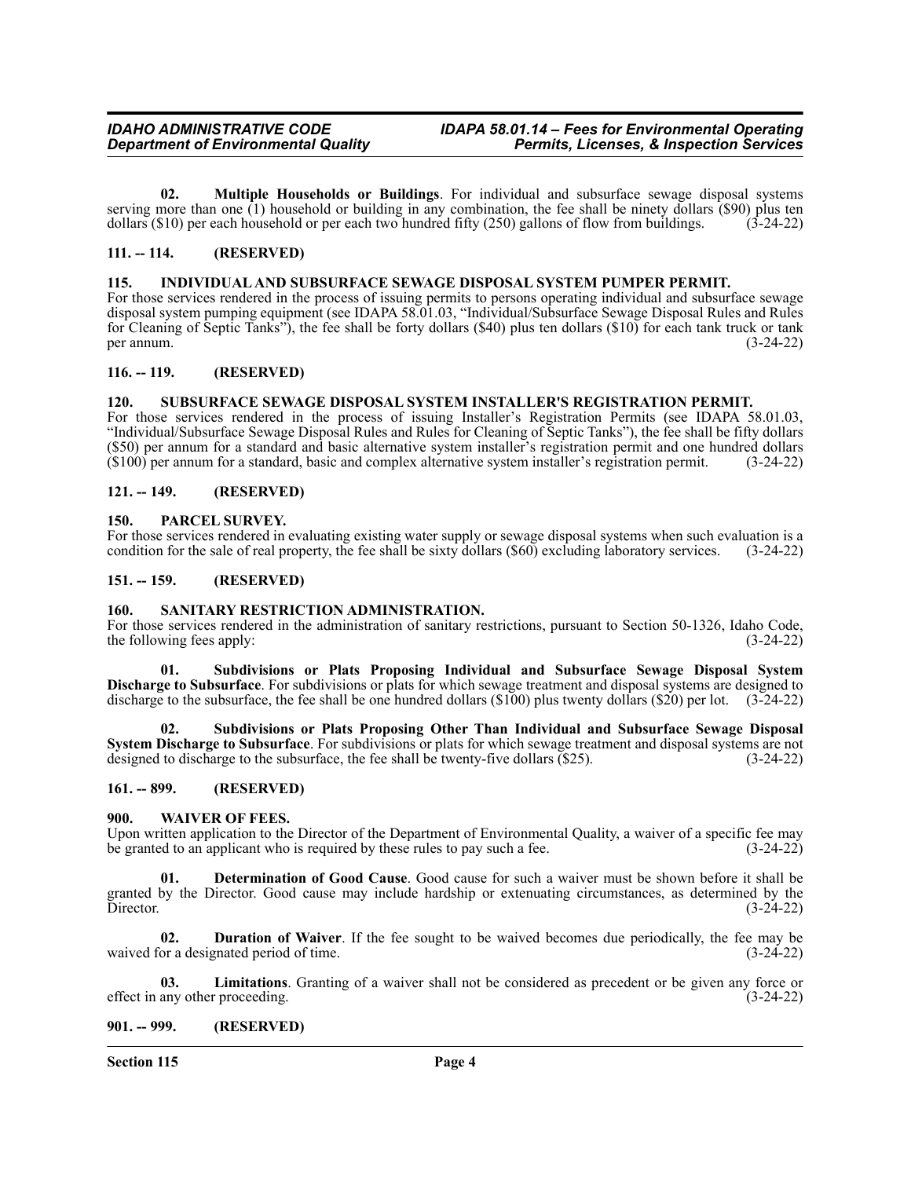**02. Multiple Households or Buildings**. For individual and subsurface sewage disposal systems serving more than one (1) household or building in any combination, the fee shall be ninety dollars ($90) plus ten dollars ($10) per each household or per each two hundred fifty (250) gallons of flow from buildings. (3-24-22)

## 111. -- 114. (RESERVED)

## 115. INDIVIDUAL AND SUBSURFACE SEWAGE DISPOSAL SYSTEM PUMPER PERMIT.

For those services rendered in the process of issuing permits to persons operating individual and subsurface sewage disposal system pumping equipment (see IDAPA 58.01.03, "Individual/Subsurface Sewage Disposal Rules and Rules for Cleaning of Septic Tanks"), the fee shall be forty dollars ($40) plus ten dollars ($10) for each tank truck or tank per annum. (3-24-22)

## 116. -- 119. (RESERVED)

## 120. SUBSURFACE SEWAGE DISPOSAL SYSTEM INSTALLER'S REGISTRATION PERMIT.

For those services rendered in the process of issuing Installer's Registration Permits (see IDAPA 58.01.03, "Individual/Subsurface Sewage Disposal Rules and Rules for Cleaning of Septic Tanks"), the fee shall be fifty dollars ($50) per annum for a standard and basic alternative system installer's registration permit and one hundred dollars ($100) per annum for a standard, basic and complex alternative system installer's registration permit. (3-24-22)

## 121. -- 149. (RESERVED)

## 150. PARCEL SURVEY.

For those services rendered in evaluating existing water supply or sewage disposal systems when such evaluation is a condition for the sale of real property, the fee shall be sixty dollars ($60) excluding laboratory services. (3-24-22)

## 151. -- 159. (RESERVED)

## 160. SANITARY RESTRICTION ADMINISTRATION.

For those services rendered in the administration of sanitary restrictions, pursuant to Section 50-1326, Idaho Code, the following fees apply: (3-24-22)

**01. Subdivisions or Plats Proposing Individual and Subsurface Sewage Disposal System Discharge to Subsurface**. For subdivisions or plats for which sewage treatment and disposal systems are designed to discharge to the subsurface, the fee shall be one hundred dollars ($100) plus twenty dollars ($20) per lot. (3-24-22)

**02. Subdivisions or Plats Proposing Other Than Individual and Subsurface Sewage Disposal System Discharge to Subsurface**. For subdivisions or plats for which sewage treatment and disposal systems are not designed to discharge to the subsurface, the fee shall be twenty-five dollars ($25). (3-24-22)

## 161. -- 899. (RESERVED)

## 900. WAIVER OF FEES.

Upon written application to the Director of the Department of Environmental Quality, a waiver of a specific fee may be granted to an applicant who is required by these rules to pay such a fee. (3-24-22)

**01. Determination of Good Cause**. Good cause for such a waiver must be shown before it shall be granted by the Director. Good cause may include hardship or extenuating circumstances, as determined by the Director. (3-24-22)

**02. Duration of Waiver**. If the fee sought to be waived becomes due periodically, the fee may be waived for a designated period of time. (3-24-22)

**03. Limitations**. Granting of a waiver shall not be considered as precedent or be given any force or effect in any other proceeding. (3-24-22)

## 901. -- 999. (RESERVED)